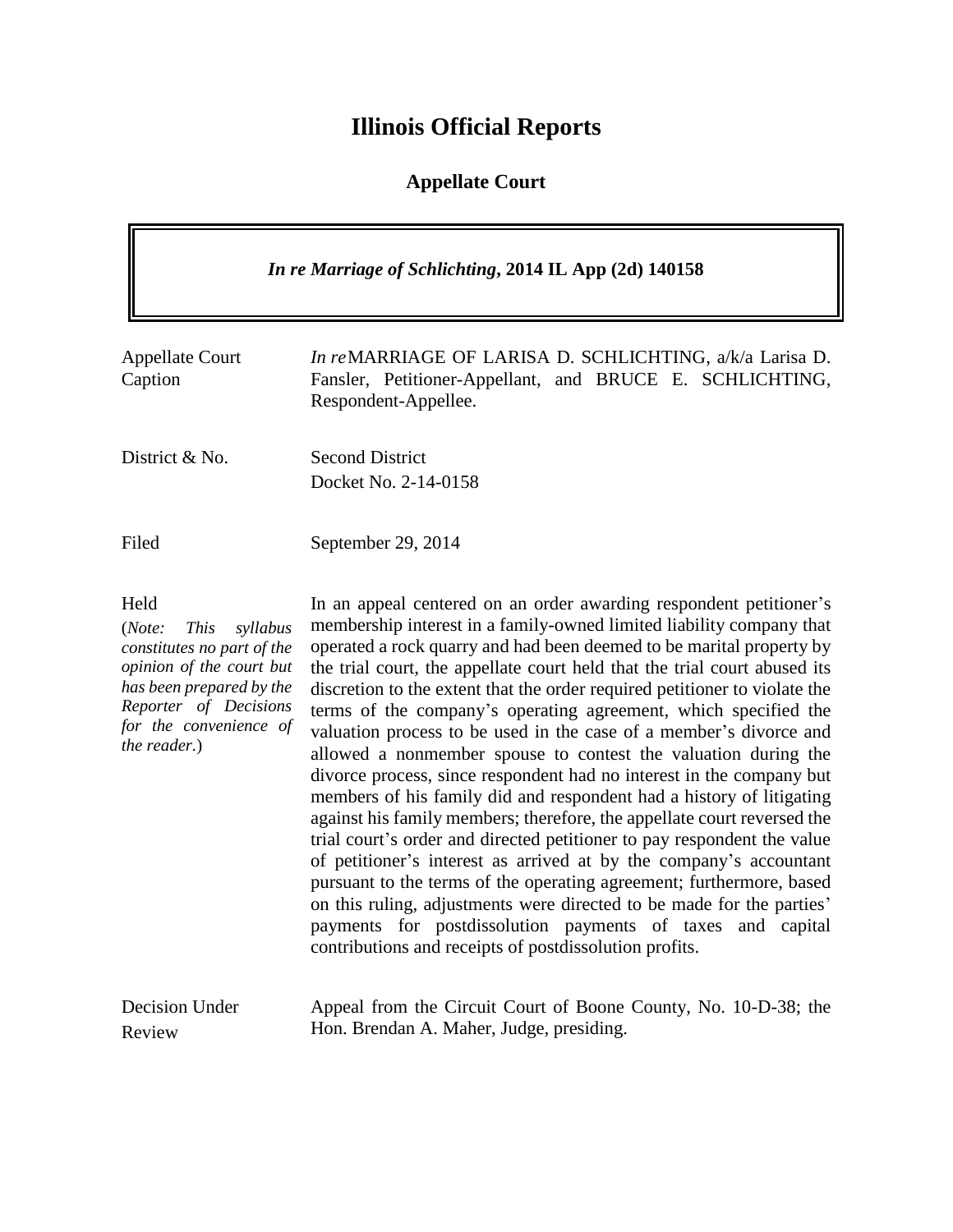# Illinois Official Reports

## Appellate Court

| *In re Marriage of Schlichting*, **2014 IL App (2d) 140158** |
|---|

| | |
|---|---|
| Appellate Court Caption | *In re* MARRIAGE OF LARISA D. SCHLICHTING, a/k/a Larisa D. Fansler, Petitioner-Appellant, and BRUCE E. SCHLICHTING, Respondent-Appellee. |
| District & No. | Second District<br>Docket No. 2-14-0158 |
| Filed | September 29, 2014 |
| Held<br>(*Note: This syllabus constitutes no part of the opinion of the court but has been prepared by the Reporter of Decisions for the convenience of the reader.*) | In an appeal centered on an order awarding respondent petitioner's membership interest in a family-owned limited liability company that operated a rock quarry and had been deemed to be marital property by the trial court, the appellate court held that the trial court abused its discretion to the extent that the order required petitioner to violate the terms of the company's operating agreement, which specified the valuation process to be used in the case of a member's divorce and allowed a nonmember spouse to contest the valuation during the divorce process, since respondent had no interest in the company but members of his family did and respondent had a history of litigating against his family members; therefore, the appellate court reversed the trial court's order and directed petitioner to pay respondent the value of petitioner's interest as arrived at by the company's accountant pursuant to the terms of the operating agreement; furthermore, based on this ruling, adjustments were directed to be made for the parties' payments for postdissolution payments of taxes and capital contributions and receipts of postdissolution profits. |
| Decision Under Review | Appeal from the Circuit Court of Boone County, No. 10-D-38; the Hon. Brendan A. Maher, Judge, presiding. |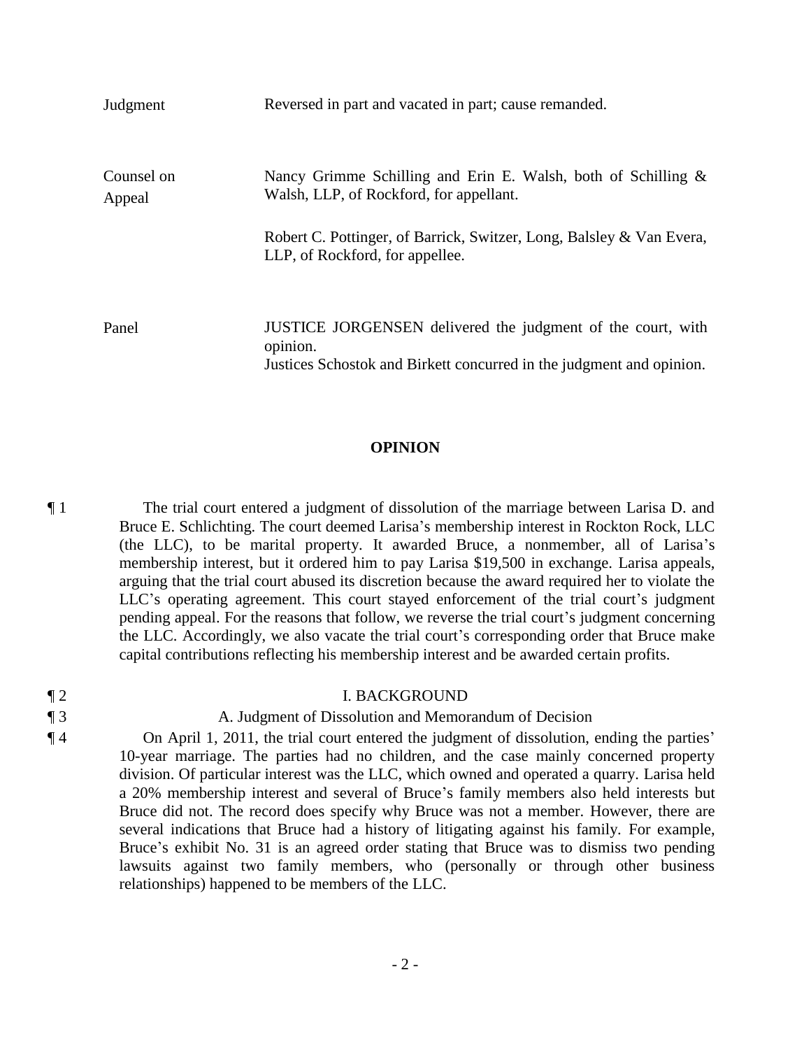| | |
|---|---|
| Judgment | Reversed in part and vacated in part; cause remanded. |
| Counsel on Appeal | Nancy Grimme Schilling and Erin E. Walsh, both of Schilling & Walsh, LLP, of Rockford, for appellant.<br><br>Robert C. Pottinger, of Barrick, Switzer, Long, Balsley & Van Evera, LLP, of Rockford, for appellee. |
| Panel | JUSTICE JORGENSEN delivered the judgment of the court, with opinion.<br>Justices Schostok and Birkett concurred in the judgment and opinion. |

## OPINION

¶ 1 The trial court entered a judgment of dissolution of the marriage between Larisa D. and Bruce E. Schlichting. The court deemed Larisa's membership interest in Rockton Rock, LLC (the LLC), to be marital property. It awarded Bruce, a nonmember, all of Larisa's membership interest, but it ordered him to pay Larisa $19,500 in exchange. Larisa appeals, arguing that the trial court abused its discretion because the award required her to violate the LLC's operating agreement. This court stayed enforcement of the trial court's judgment pending appeal. For the reasons that follow, we reverse the trial court's judgment concerning the LLC. Accordingly, we also vacate the trial court's corresponding order that Bruce make capital contributions reflecting his membership interest and be awarded certain profits.

¶ 2 I. BACKGROUND

¶ 3 A. Judgment of Dissolution and Memorandum of Decision

¶ 4 On April 1, 2011, the trial court entered the judgment of dissolution, ending the parties' 10-year marriage. The parties had no children, and the case mainly concerned property division. Of particular interest was the LLC, which owned and operated a quarry. Larisa held a 20% membership interest and several of Bruce's family members also held interests but Bruce did not. The record does specify why Bruce was not a member. However, there are several indications that Bruce had a history of litigating against his family. For example, Bruce's exhibit No. 31 is an agreed order stating that Bruce was to dismiss two pending lawsuits against two family members, who (personally or through other business relationships) happened to be members of the LLC.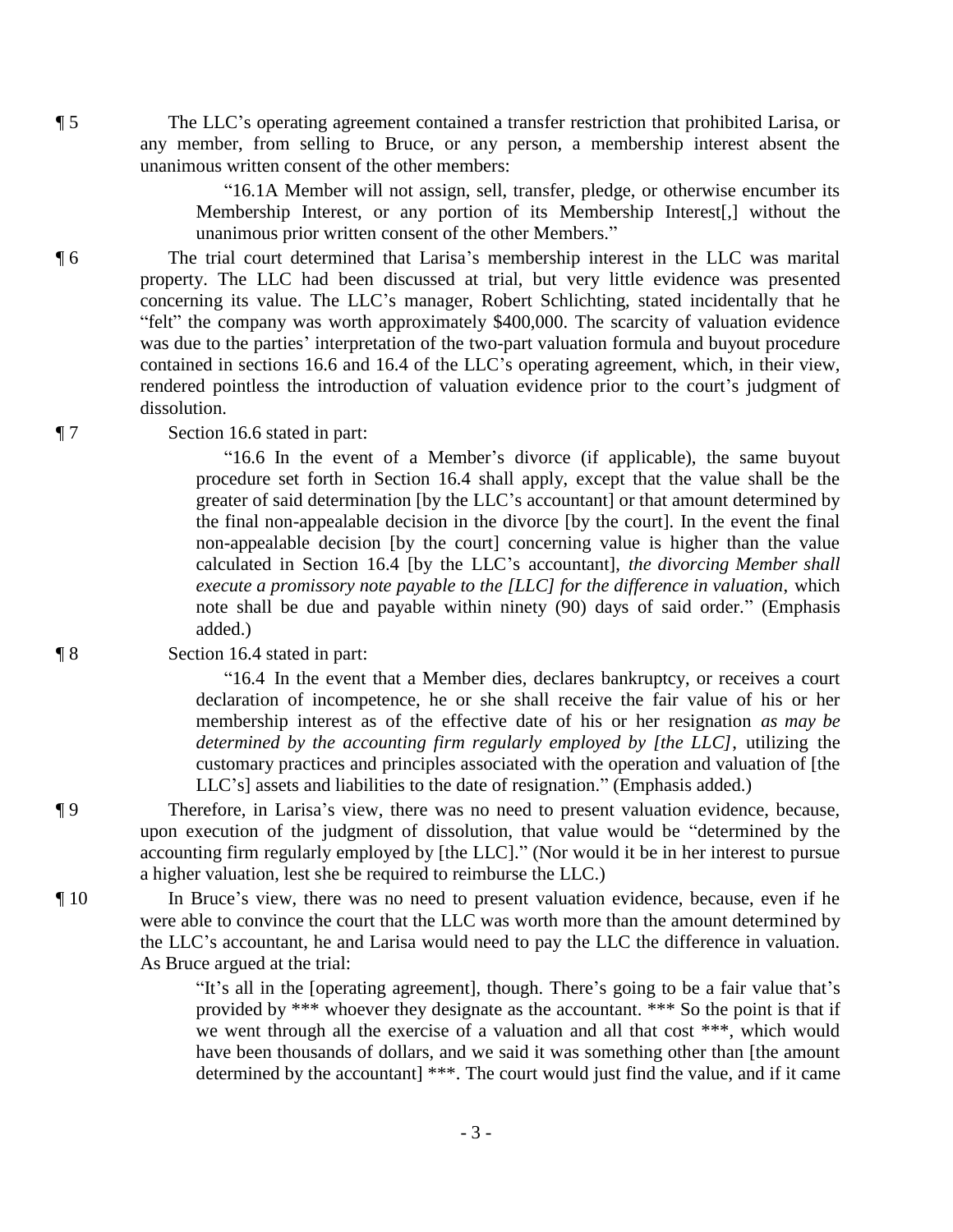¶ 5 The LLC's operating agreement contained a transfer restriction that prohibited Larisa, or any member, from selling to Bruce, or any person, a membership interest absent the unanimous written consent of the other members:

> "16.1A Member will not assign, sell, transfer, pledge, or otherwise encumber its Membership Interest, or any portion of its Membership Interest[,] without the unanimous prior written consent of the other Members."

¶ 6 The trial court determined that Larisa's membership interest in the LLC was marital property. The LLC had been discussed at trial, but very little evidence was presented concerning its value. The LLC's manager, Robert Schlichting, stated incidentally that he "felt" the company was worth approximately $400,000. The scarcity of valuation evidence was due to the parties' interpretation of the two-part valuation formula and buyout procedure contained in sections 16.6 and 16.4 of the LLC's operating agreement, which, in their view, rendered pointless the introduction of valuation evidence prior to the court's judgment of dissolution.

¶ 7 Section 16.6 stated in part:

> "16.6 In the event of a Member's divorce (if applicable), the same buyout procedure set forth in Section 16.4 shall apply, except that the value shall be the greater of said determination [by the LLC's accountant] or that amount determined by the final non-appealable decision in the divorce [by the court]. In the event the final non-appealable decision [by the court] concerning value is higher than the value calculated in Section 16.4 [by the LLC's accountant], *the divorcing Member shall execute a promissory note payable to the [LLC] for the difference in valuation*, which note shall be due and payable within ninety (90) days of said order." (Emphasis added.)

¶ 8 Section 16.4 stated in part:

> "16.4 In the event that a Member dies, declares bankruptcy, or receives a court declaration of incompetence, he or she shall receive the fair value of his or her membership interest as of the effective date of his or her resignation *as may be determined by the accounting firm regularly employed by [the LLC]*, utilizing the customary practices and principles associated with the operation and valuation of [the LLC's] assets and liabilities to the date of resignation." (Emphasis added.)

¶ 9 Therefore, in Larisa's view, there was no need to present valuation evidence, because, upon execution of the judgment of dissolution, that value would be "determined by the accounting firm regularly employed by [the LLC]." (Nor would it be in her interest to pursue a higher valuation, lest she be required to reimburse the LLC.)

¶ 10 In Bruce's view, there was no need to present valuation evidence, because, even if he were able to convince the court that the LLC was worth more than the amount determined by the LLC's accountant, he and Larisa would need to pay the LLC the difference in valuation. As Bruce argued at the trial:

> "It's all in the [operating agreement], though. There's going to be a fair value that's provided by *** whoever they designate as the accountant. *** So the point is that if we went through all the exercise of a valuation and all that cost ***, which would have been thousands of dollars, and we said it was something other than [the amount determined by the accountant] ***. The court would just find the value, and if it came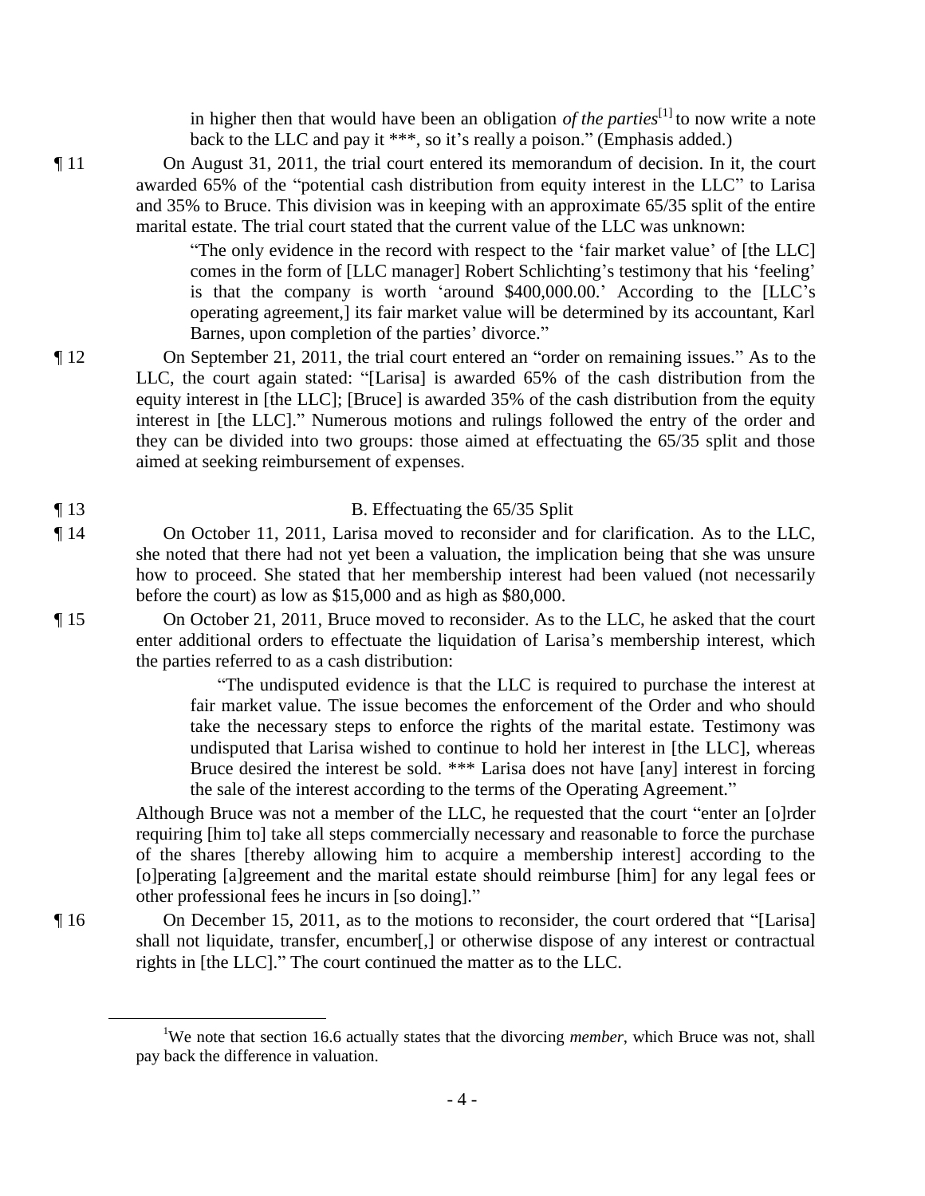in higher then that would have been an obligation *of the parties*[1] to now write a note back to the LLC and pay it \*\*\*, so it's really a poison." (Emphasis added.)

¶ 11 On August 31, 2011, the trial court entered its memorandum of decision. In it, the court awarded 65% of the "potential cash distribution from equity interest in the LLC" to Larisa and 35% to Bruce. This division was in keeping with an approximate 65/35 split of the entire marital estate. The trial court stated that the current value of the LLC was unknown:

> "The only evidence in the record with respect to the 'fair market value' of [the LLC] comes in the form of [LLC manager] Robert Schlichting's testimony that his 'feeling' is that the company is worth 'around $400,000.00.' According to the [LLC's operating agreement,] its fair market value will be determined by its accountant, Karl Barnes, upon completion of the parties' divorce."

¶ 12 On September 21, 2011, the trial court entered an "order on remaining issues." As to the LLC, the court again stated: "[Larisa] is awarded 65% of the cash distribution from the equity interest in [the LLC]; [Bruce] is awarded 35% of the cash distribution from the equity interest in [the LLC]." Numerous motions and rulings followed the entry of the order and they can be divided into two groups: those aimed at effectuating the 65/35 split and those aimed at seeking reimbursement of expenses.

¶ 13 B. Effectuating the 65/35 Split

¶ 14 On October 11, 2011, Larisa moved to reconsider and for clarification. As to the LLC, she noted that there had not yet been a valuation, the implication being that she was unsure how to proceed. She stated that her membership interest had been valued (not necessarily before the court) as low as $15,000 and as high as $80,000.

¶ 15 On October 21, 2011, Bruce moved to reconsider. As to the LLC, he asked that the court enter additional orders to effectuate the liquidation of Larisa's membership interest, which the parties referred to as a cash distribution:

> "The undisputed evidence is that the LLC is required to purchase the interest at fair market value. The issue becomes the enforcement of the Order and who should take the necessary steps to enforce the rights of the marital estate. Testimony was undisputed that Larisa wished to continue to hold her interest in [the LLC], whereas Bruce desired the interest be sold. \*\*\* Larisa does not have [any] interest in forcing the sale of the interest according to the terms of the Operating Agreement."

Although Bruce was not a member of the LLC, he requested that the court "enter an [o]rder requiring [him to] take all steps commercially necessary and reasonable to force the purchase of the shares [thereby allowing him to acquire a membership interest] according to the [o]perating [a]greement and the marital estate should reimburse [him] for any legal fees or other professional fees he incurs in [so doing]."

¶ 16 On December 15, 2011, as to the motions to reconsider, the court ordered that "[Larisa] shall not liquidate, transfer, encumber[,] or otherwise dispose of any interest or contractual rights in [the LLC]." The court continued the matter as to the LLC.

---

[1]We note that section 16.6 actually states that the divorcing *member*, which Bruce was not, shall pay back the difference in valuation.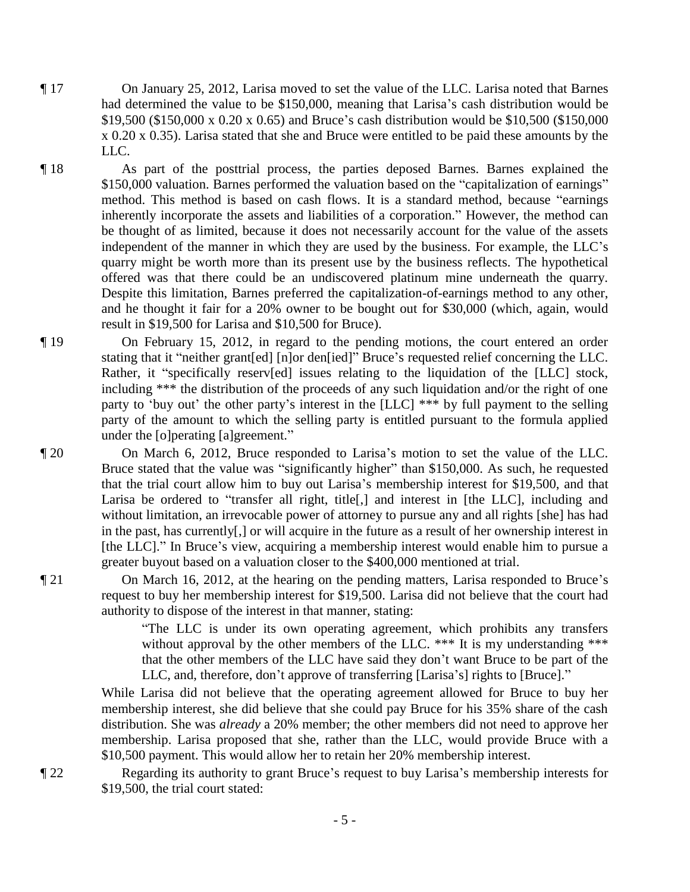¶ 17 On January 25, 2012, Larisa moved to set the value of the LLC. Larisa noted that Barnes had determined the value to be $150,000, meaning that Larisa's cash distribution would be $19,500 ($150,000 x 0.20 x 0.65) and Bruce's cash distribution would be $10,500 ($150,000 x 0.20 x 0.35). Larisa stated that she and Bruce were entitled to be paid these amounts by the LLC.

¶ 18 As part of the posttrial process, the parties deposed Barnes. Barnes explained the $150,000 valuation. Barnes performed the valuation based on the "capitalization of earnings" method. This method is based on cash flows. It is a standard method, because "earnings inherently incorporate the assets and liabilities of a corporation." However, the method can be thought of as limited, because it does not necessarily account for the value of the assets independent of the manner in which they are used by the business. For example, the LLC's quarry might be worth more than its present use by the business reflects. The hypothetical offered was that there could be an undiscovered platinum mine underneath the quarry. Despite this limitation, Barnes preferred the capitalization-of-earnings method to any other, and he thought it fair for a 20% owner to be bought out for $30,000 (which, again, would result in $19,500 for Larisa and $10,500 for Bruce).

¶ 19 On February 15, 2012, in regard to the pending motions, the court entered an order stating that it "neither grant[ed] [n]or den[ied]" Bruce's requested relief concerning the LLC. Rather, it "specifically reserv[ed] issues relating to the liquidation of the [LLC] stock, including *** the distribution of the proceeds of any such liquidation and/or the right of one party to 'buy out' the other party's interest in the [LLC] *** by full payment to the selling party of the amount to which the selling party is entitled pursuant to the formula applied under the [o]perating [a]greement."

¶ 20 On March 6, 2012, Bruce responded to Larisa's motion to set the value of the LLC. Bruce stated that the value was "significantly higher" than $150,000. As such, he requested that the trial court allow him to buy out Larisa's membership interest for $19,500, and that Larisa be ordered to "transfer all right, title[,] and interest in [the LLC], including and without limitation, an irrevocable power of attorney to pursue any and all rights [she] has had in the past, has currently[,] or will acquire in the future as a result of her ownership interest in [the LLC]." In Bruce's view, acquiring a membership interest would enable him to pursue a greater buyout based on a valuation closer to the $400,000 mentioned at trial.

¶ 21 On March 16, 2012, at the hearing on the pending matters, Larisa responded to Bruce's request to buy her membership interest for $19,500. Larisa did not believe that the court had authority to dispose of the interest in that manner, stating:

> "The LLC is under its own operating agreement, which prohibits any transfers without approval by the other members of the LLC. *** It is my understanding *** that the other members of the LLC have said they don't want Bruce to be part of the LLC, and, therefore, don't approve of transferring [Larisa's] rights to [Bruce]."

While Larisa did not believe that the operating agreement allowed for Bruce to buy her membership interest, she did believe that she could pay Bruce for his 35% share of the cash distribution. She was *already* a 20% member; the other members did not need to approve her membership. Larisa proposed that she, rather than the LLC, would provide Bruce with a $10,500 payment. This would allow her to retain her 20% membership interest.

¶ 22 Regarding its authority to grant Bruce's request to buy Larisa's membership interests for $19,500, the trial court stated: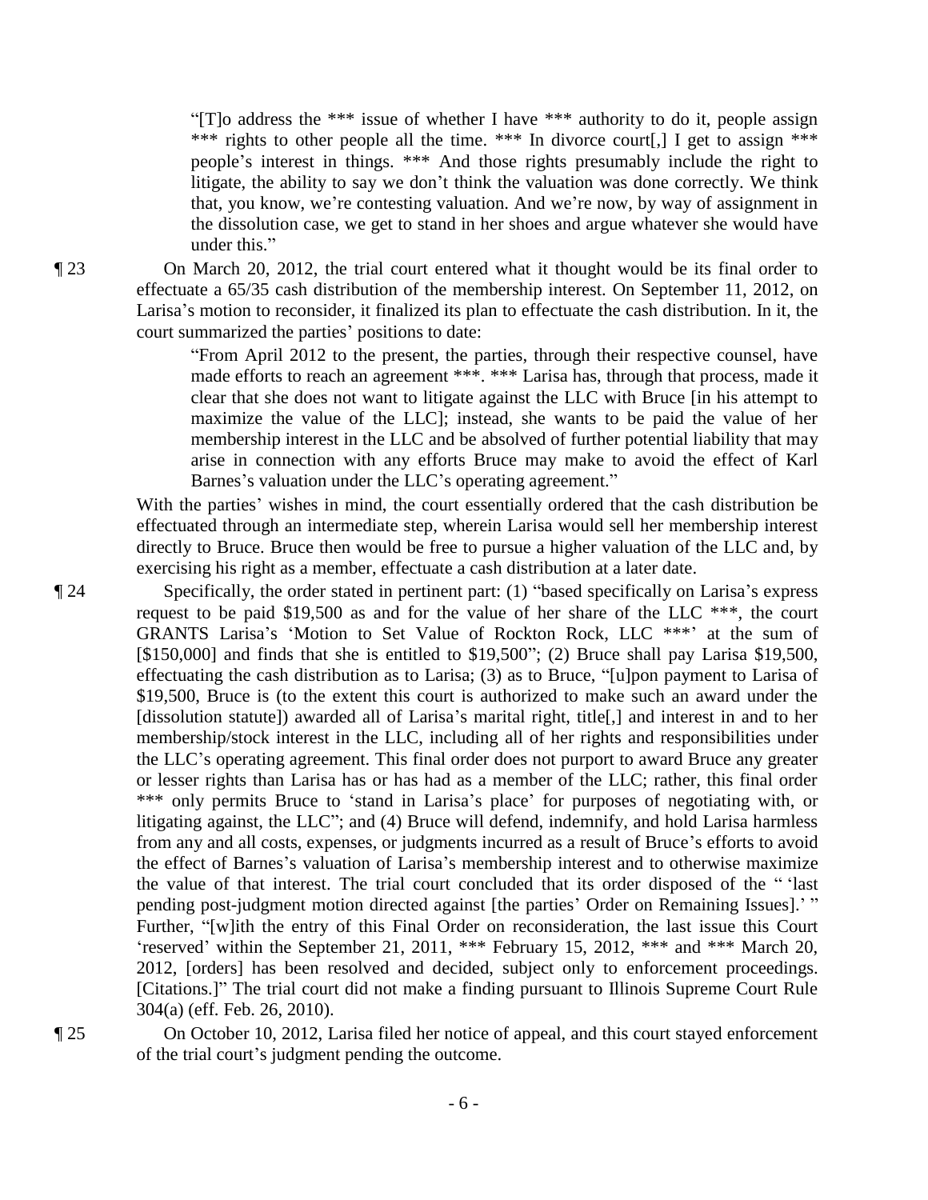> "[T]o address the *** issue of whether I have *** authority to do it, people assign *** rights to other people all the time. *** In divorce court[,] I get to assign *** people's interest in things. *** And those rights presumably include the right to litigate, the ability to say we don't think the valuation was done correctly. We think that, you know, we're contesting valuation. And we're now, by way of assignment in the dissolution case, we get to stand in her shoes and argue whatever she would have under this."

¶ 23 On March 20, 2012, the trial court entered what it thought would be its final order to effectuate a 65/35 cash distribution of the membership interest. On September 11, 2012, on Larisa's motion to reconsider, it finalized its plan to effectuate the cash distribution. In it, the court summarized the parties' positions to date:

> "From April 2012 to the present, the parties, through their respective counsel, have made efforts to reach an agreement ***. *** Larisa has, through that process, made it clear that she does not want to litigate against the LLC with Bruce [in his attempt to maximize the value of the LLC]; instead, she wants to be paid the value of her membership interest in the LLC and be absolved of further potential liability that may arise in connection with any efforts Bruce may make to avoid the effect of Karl Barnes's valuation under the LLC's operating agreement."

With the parties' wishes in mind, the court essentially ordered that the cash distribution be effectuated through an intermediate step, wherein Larisa would sell her membership interest directly to Bruce. Bruce then would be free to pursue a higher valuation of the LLC and, by exercising his right as a member, effectuate a cash distribution at a later date.

¶ 24 Specifically, the order stated in pertinent part: (1) "based specifically on Larisa's express request to be paid $19,500 as and for the value of her share of the LLC ***, the court GRANTS Larisa's 'Motion to Set Value of Rockton Rock, LLC ***' at the sum of [$150,000] and finds that she is entitled to $19,500"; (2) Bruce shall pay Larisa $19,500, effectuating the cash distribution as to Larisa; (3) as to Bruce, "[u]pon payment to Larisa of $19,500, Bruce is (to the extent this court is authorized to make such an award under the [dissolution statute]) awarded all of Larisa's marital right, title[,] and interest in and to her membership/stock interest in the LLC, including all of her rights and responsibilities under the LLC's operating agreement. This final order does not purport to award Bruce any greater or lesser rights than Larisa has or has had as a member of the LLC; rather, this final order *** only permits Bruce to 'stand in Larisa's place' for purposes of negotiating with, or litigating against, the LLC"; and (4) Bruce will defend, indemnify, and hold Larisa harmless from any and all costs, expenses, or judgments incurred as a result of Bruce's efforts to avoid the effect of Barnes's valuation of Larisa's membership interest and to otherwise maximize the value of that interest. The trial court concluded that its order disposed of the " 'last pending post-judgment motion directed against [the parties' Order on Remaining Issues].' " Further, "[w]ith the entry of this Final Order on reconsideration, the last issue this Court 'reserved' within the September 21, 2011, *** February 15, 2012, *** and *** March 20, 2012, [orders] has been resolved and decided, subject only to enforcement proceedings. [Citations.]" The trial court did not make a finding pursuant to Illinois Supreme Court Rule 304(a) (eff. Feb. 26, 2010).

¶ 25 On October 10, 2012, Larisa filed her notice of appeal, and this court stayed enforcement of the trial court's judgment pending the outcome.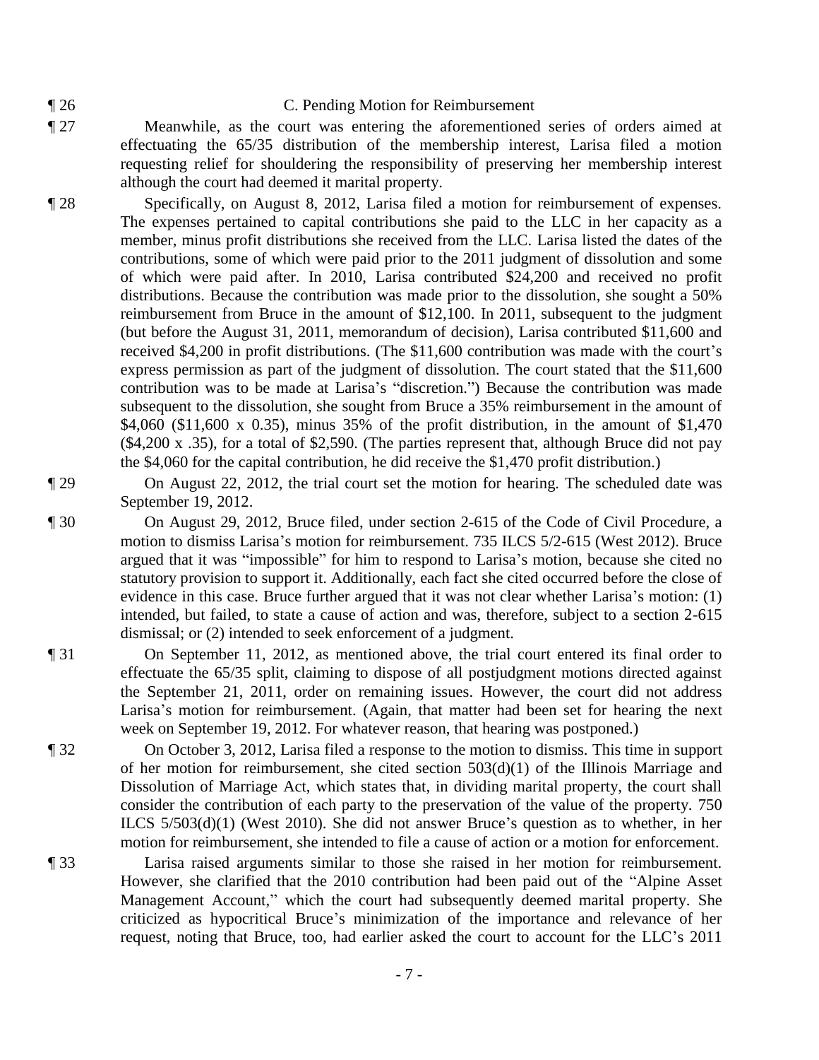¶ 26 C. Pending Motion for Reimbursement

¶ 27 Meanwhile, as the court was entering the aforementioned series of orders aimed at effectuating the 65/35 distribution of the membership interest, Larisa filed a motion requesting relief for shouldering the responsibility of preserving her membership interest although the court had deemed it marital property.

¶ 28 Specifically, on August 8, 2012, Larisa filed a motion for reimbursement of expenses. The expenses pertained to capital contributions she paid to the LLC in her capacity as a member, minus profit distributions she received from the LLC. Larisa listed the dates of the contributions, some of which were paid prior to the 2011 judgment of dissolution and some of which were paid after. In 2010, Larisa contributed \$24,200 and received no profit distributions. Because the contribution was made prior to the dissolution, she sought a 50% reimbursement from Bruce in the amount of \$12,100. In 2011, subsequent to the judgment (but before the August 31, 2011, memorandum of decision), Larisa contributed \$11,600 and received \$4,200 in profit distributions. (The \$11,600 contribution was made with the court's express permission as part of the judgment of dissolution. The court stated that the \$11,600 contribution was to be made at Larisa's "discretion.") Because the contribution was made subsequent to the dissolution, she sought from Bruce a 35% reimbursement in the amount of \$4,060 (\$11,600 x 0.35), minus 35% of the profit distribution, in the amount of \$1,470 (\$4,200 x .35), for a total of \$2,590. (The parties represent that, although Bruce did not pay the \$4,060 for the capital contribution, he did receive the \$1,470 profit distribution.)

¶ 29 On August 22, 2012, the trial court set the motion for hearing. The scheduled date was September 19, 2012.

¶ 30 On August 29, 2012, Bruce filed, under section 2-615 of the Code of Civil Procedure, a motion to dismiss Larisa's motion for reimbursement. 735 ILCS 5/2-615 (West 2012). Bruce argued that it was "impossible" for him to respond to Larisa's motion, because she cited no statutory provision to support it. Additionally, each fact she cited occurred before the close of evidence in this case. Bruce further argued that it was not clear whether Larisa's motion: (1) intended, but failed, to state a cause of action and was, therefore, subject to a section 2-615 dismissal; or (2) intended to seek enforcement of a judgment.

¶ 31 On September 11, 2012, as mentioned above, the trial court entered its final order to effectuate the 65/35 split, claiming to dispose of all postjudgment motions directed against the September 21, 2011, order on remaining issues. However, the court did not address Larisa's motion for reimbursement. (Again, that matter had been set for hearing the next week on September 19, 2012. For whatever reason, that hearing was postponed.)

¶ 32 On October 3, 2012, Larisa filed a response to the motion to dismiss. This time in support of her motion for reimbursement, she cited section 503(d)(1) of the Illinois Marriage and Dissolution of Marriage Act, which states that, in dividing marital property, the court shall consider the contribution of each party to the preservation of the value of the property. 750 ILCS 5/503(d)(1) (West 2010). She did not answer Bruce's question as to whether, in her motion for reimbursement, she intended to file a cause of action or a motion for enforcement.

¶ 33 Larisa raised arguments similar to those she raised in her motion for reimbursement. However, she clarified that the 2010 contribution had been paid out of the "Alpine Asset Management Account," which the court had subsequently deemed marital property. She criticized as hypocritical Bruce's minimization of the importance and relevance of her request, noting that Bruce, too, had earlier asked the court to account for the LLC's 2011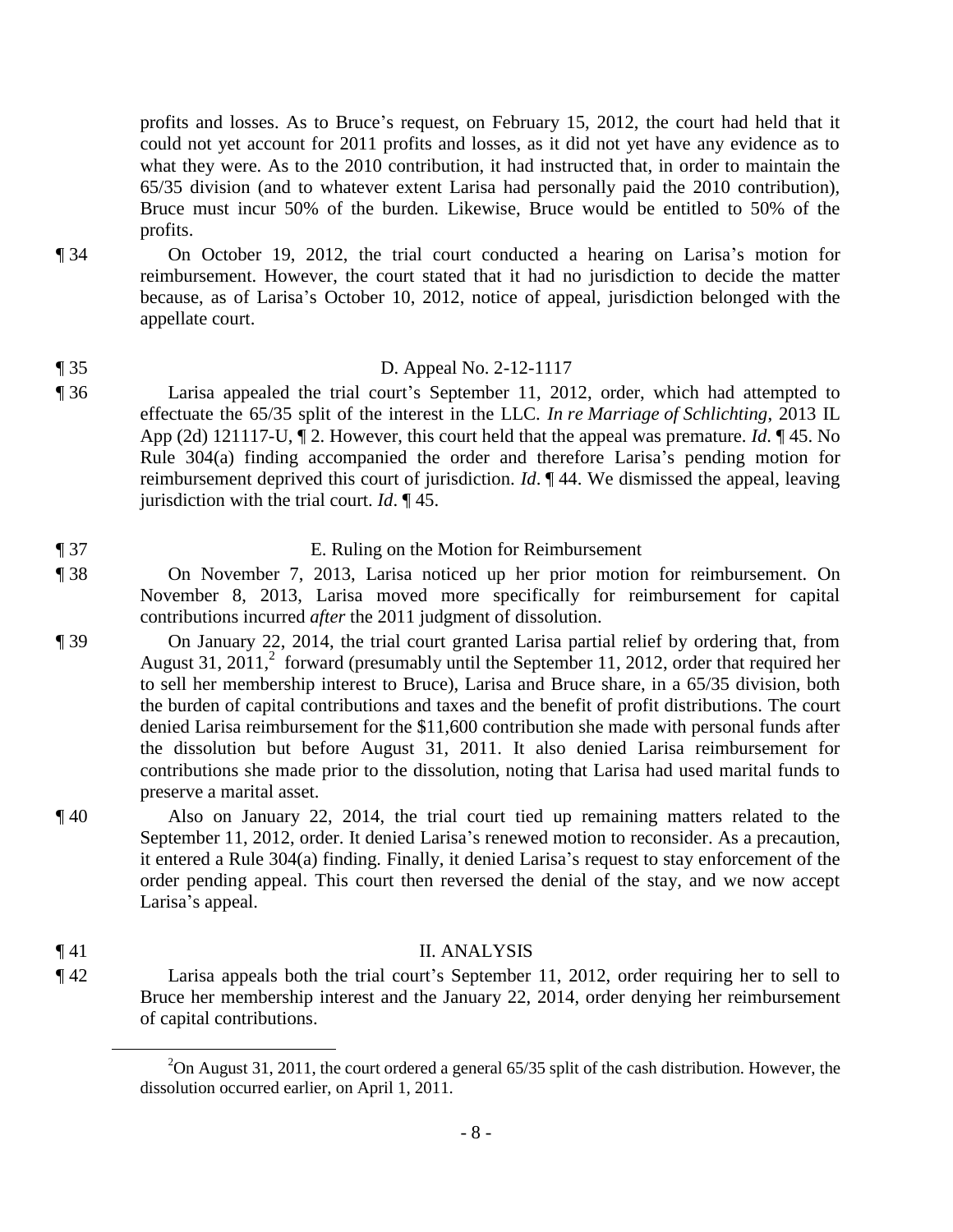profits and losses. As to Bruce's request, on February 15, 2012, the court had held that it could not yet account for 2011 profits and losses, as it did not yet have any evidence as to what they were. As to the 2010 contribution, it had instructed that, in order to maintain the 65/35 division (and to whatever extent Larisa had personally paid the 2010 contribution), Bruce must incur 50% of the burden. Likewise, Bruce would be entitled to 50% of the profits.

¶ 34 On October 19, 2012, the trial court conducted a hearing on Larisa's motion for reimbursement. However, the court stated that it had no jurisdiction to decide the matter because, as of Larisa's October 10, 2012, notice of appeal, jurisdiction belonged with the appellate court.

¶ 35 D. Appeal No. 2-12-1117

¶ 36 Larisa appealed the trial court's September 11, 2012, order, which had attempted to effectuate the 65/35 split of the interest in the LLC. *In re Marriage of Schlichting*, 2013 IL App (2d) 121117-U, ¶ 2. However, this court held that the appeal was premature. *Id.* ¶ 45. No Rule 304(a) finding accompanied the order and therefore Larisa's pending motion for reimbursement deprived this court of jurisdiction. *Id*. ¶ 44. We dismissed the appeal, leaving jurisdiction with the trial court. *Id*. ¶ 45.

¶ 37 E. Ruling on the Motion for Reimbursement

¶ 38 On November 7, 2013, Larisa noticed up her prior motion for reimbursement. On November 8, 2013, Larisa moved more specifically for reimbursement for capital contributions incurred *after* the 2011 judgment of dissolution.

¶ 39 On January 22, 2014, the trial court granted Larisa partial relief by ordering that, from August 31, 2011,[2] forward (presumably until the September 11, 2012, order that required her to sell her membership interest to Bruce), Larisa and Bruce share, in a 65/35 division, both the burden of capital contributions and taxes and the benefit of profit distributions. The court denied Larisa reimbursement for the $11,600 contribution she made with personal funds after the dissolution but before August 31, 2011. It also denied Larisa reimbursement for contributions she made prior to the dissolution, noting that Larisa had used marital funds to preserve a marital asset.

¶ 40 Also on January 22, 2014, the trial court tied up remaining matters related to the September 11, 2012, order. It denied Larisa's renewed motion to reconsider. As a precaution, it entered a Rule 304(a) finding. Finally, it denied Larisa's request to stay enforcement of the order pending appeal. This court then reversed the denial of the stay, and we now accept Larisa's appeal.

¶ 41 II. ANALYSIS

¶ 42 Larisa appeals both the trial court's September 11, 2012, order requiring her to sell to Bruce her membership interest and the January 22, 2014, order denying her reimbursement of capital contributions.

[2] On August 31, 2011, the court ordered a general 65/35 split of the cash distribution. However, the dissolution occurred earlier, on April 1, 2011.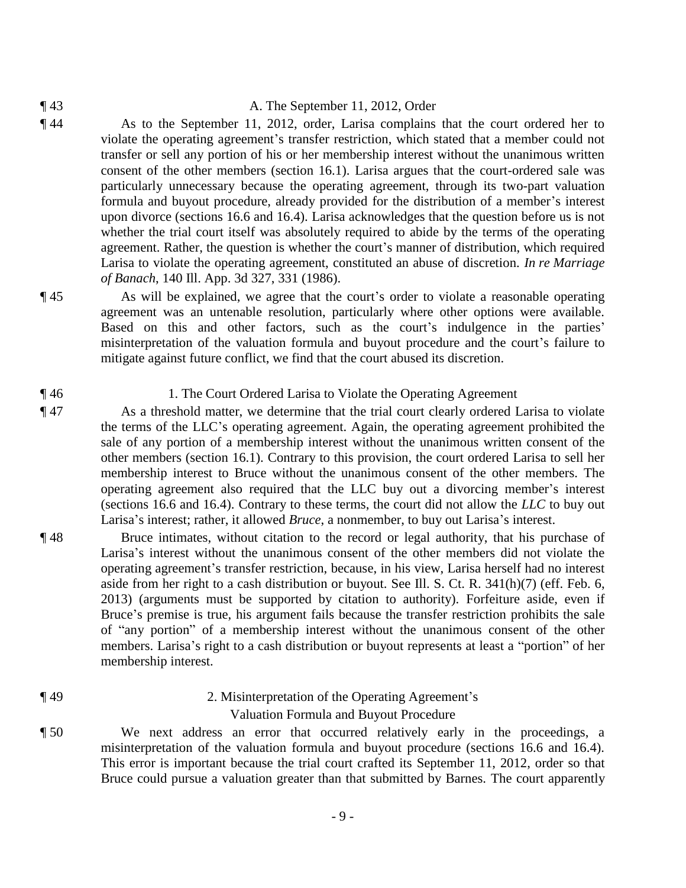¶ 43 A. The September 11, 2012, Order

¶ 44 As to the September 11, 2012, order, Larisa complains that the court ordered her to violate the operating agreement's transfer restriction, which stated that a member could not transfer or sell any portion of his or her membership interest without the unanimous written consent of the other members (section 16.1). Larisa argues that the court-ordered sale was particularly unnecessary because the operating agreement, through its two-part valuation formula and buyout procedure, already provided for the distribution of a member's interest upon divorce (sections 16.6 and 16.4). Larisa acknowledges that the question before us is not whether the trial court itself was absolutely required to abide by the terms of the operating agreement. Rather, the question is whether the court's manner of distribution, which required Larisa to violate the operating agreement, constituted an abuse of discretion. *In re Marriage of Banach*, 140 Ill. App. 3d 327, 331 (1986).

¶ 45 As will be explained, we agree that the court's order to violate a reasonable operating agreement was an untenable resolution, particularly where other options were available. Based on this and other factors, such as the court's indulgence in the parties' misinterpretation of the valuation formula and buyout procedure and the court's failure to mitigate against future conflict, we find that the court abused its discretion.

¶ 46 1. The Court Ordered Larisa to Violate the Operating Agreement

¶ 47 As a threshold matter, we determine that the trial court clearly ordered Larisa to violate the terms of the LLC's operating agreement. Again, the operating agreement prohibited the sale of any portion of a membership interest without the unanimous written consent of the other members (section 16.1). Contrary to this provision, the court ordered Larisa to sell her membership interest to Bruce without the unanimous consent of the other members. The operating agreement also required that the LLC buy out a divorcing member's interest (sections 16.6 and 16.4). Contrary to these terms, the court did not allow the *LLC* to buy out Larisa's interest; rather, it allowed *Bruce*, a nonmember, to buy out Larisa's interest.

¶ 48 Bruce intimates, without citation to the record or legal authority, that his purchase of Larisa's interest without the unanimous consent of the other members did not violate the operating agreement's transfer restriction, because, in his view, Larisa herself had no interest aside from her right to a cash distribution or buyout. See Ill. S. Ct. R. 341(h)(7) (eff. Feb. 6, 2013) (arguments must be supported by citation to authority). Forfeiture aside, even if Bruce's premise is true, his argument fails because the transfer restriction prohibits the sale of "any portion" of a membership interest without the unanimous consent of the other members. Larisa's right to a cash distribution or buyout represents at least a "portion" of her membership interest.

¶ 49 2. Misinterpretation of the Operating Agreement's Valuation Formula and Buyout Procedure

¶ 50 We next address an error that occurred relatively early in the proceedings, a misinterpretation of the valuation formula and buyout procedure (sections 16.6 and 16.4). This error is important because the trial court crafted its September 11, 2012, order so that Bruce could pursue a valuation greater than that submitted by Barnes. The court apparently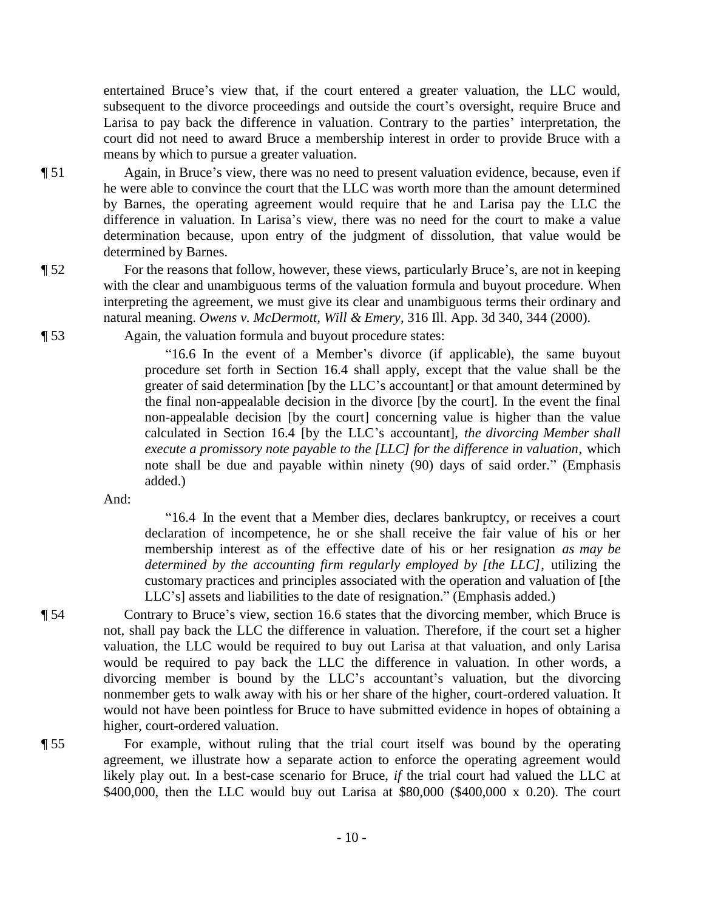entertained Bruce's view that, if the court entered a greater valuation, the LLC would, subsequent to the divorce proceedings and outside the court's oversight, require Bruce and Larisa to pay back the difference in valuation. Contrary to the parties' interpretation, the court did not need to award Bruce a membership interest in order to provide Bruce with a means by which to pursue a greater valuation.

¶ 51 Again, in Bruce's view, there was no need to present valuation evidence, because, even if he were able to convince the court that the LLC was worth more than the amount determined by Barnes, the operating agreement would require that he and Larisa pay the LLC the difference in valuation. In Larisa's view, there was no need for the court to make a value determination because, upon entry of the judgment of dissolution, that value would be determined by Barnes.

¶ 52 For the reasons that follow, however, these views, particularly Bruce's, are not in keeping with the clear and unambiguous terms of the valuation formula and buyout procedure. When interpreting the agreement, we must give its clear and unambiguous terms their ordinary and natural meaning. *Owens v. McDermott, Will & Emery*, 316 Ill. App. 3d 340, 344 (2000).

¶ 53 Again, the valuation formula and buyout procedure states:

> "16.6 In the event of a Member's divorce (if applicable), the same buyout procedure set forth in Section 16.4 shall apply, except that the value shall be the greater of said determination [by the LLC's accountant] or that amount determined by the final non-appealable decision in the divorce [by the court]. In the event the final non-appealable decision [by the court] concerning value is higher than the value calculated in Section 16.4 [by the LLC's accountant], *the divorcing Member shall execute a promissory note payable to the [LLC] for the difference in valuation*, which note shall be due and payable within ninety (90) days of said order." (Emphasis added.)

And:

> "16.4 In the event that a Member dies, declares bankruptcy, or receives a court declaration of incompetence, he or she shall receive the fair value of his or her membership interest as of the effective date of his or her resignation *as may be determined by the accounting firm regularly employed by [the LLC]*, utilizing the customary practices and principles associated with the operation and valuation of [the LLC's] assets and liabilities to the date of resignation." (Emphasis added.)

¶ 54 Contrary to Bruce's view, section 16.6 states that the divorcing member, which Bruce is not, shall pay back the LLC the difference in valuation. Therefore, if the court set a higher valuation, the LLC would be required to buy out Larisa at that valuation, and only Larisa would be required to pay back the LLC the difference in valuation. In other words, a divorcing member is bound by the LLC's accountant's valuation, but the divorcing nonmember gets to walk away with his or her share of the higher, court-ordered valuation. It would not have been pointless for Bruce to have submitted evidence in hopes of obtaining a higher, court-ordered valuation.

¶ 55 For example, without ruling that the trial court itself was bound by the operating agreement, we illustrate how a separate action to enforce the operating agreement would likely play out. In a best-case scenario for Bruce, *if* the trial court had valued the LLC at \$400,000, then the LLC would buy out Larisa at \$80,000 (\$400,000 x 0.20). The court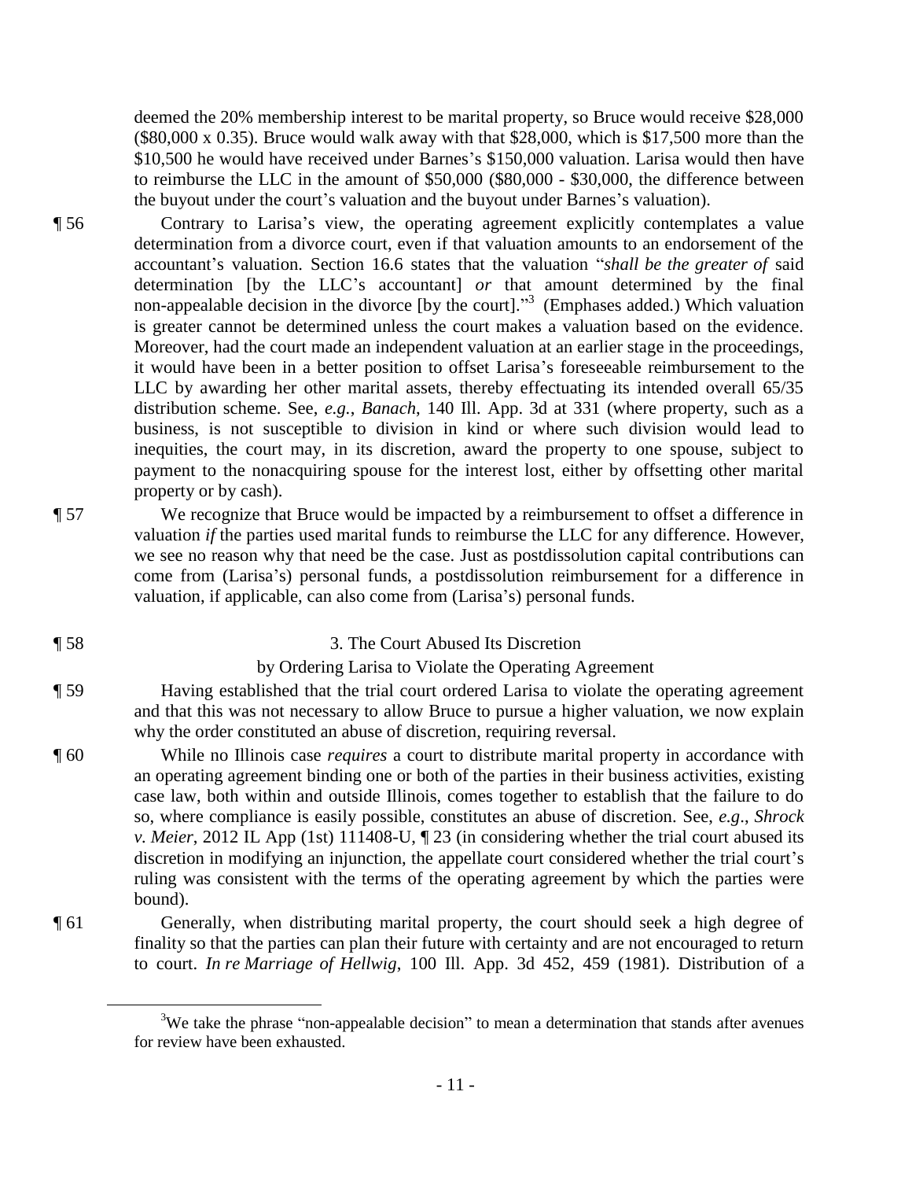deemed the 20% membership interest to be marital property, so Bruce would receive $28,000 ($80,000 x 0.35). Bruce would walk away with that $28,000, which is $17,500 more than the $10,500 he would have received under Barnes's $150,000 valuation. Larisa would then have to reimburse the LLC in the amount of $50,000 ($80,000 - $30,000, the difference between the buyout under the court's valuation and the buyout under Barnes's valuation).

¶ 56 Contrary to Larisa's view, the operating agreement explicitly contemplates a value determination from a divorce court, even if that valuation amounts to an endorsement of the accountant's valuation. Section 16.6 states that the valuation "*shall be the greater of* said determination [by the LLC's accountant] *or* that amount determined by the final non-appealable decision in the divorce [by the court]."[3] (Emphases added.) Which valuation is greater cannot be determined unless the court makes a valuation based on the evidence. Moreover, had the court made an independent valuation at an earlier stage in the proceedings, it would have been in a better position to offset Larisa's foreseeable reimbursement to the LLC by awarding her other marital assets, thereby effectuating its intended overall 65/35 distribution scheme. See, *e.g.*, *Banach*, 140 Ill. App. 3d at 331 (where property, such as a business, is not susceptible to division in kind or where such division would lead to inequities, the court may, in its discretion, award the property to one spouse, subject to payment to the nonacquiring spouse for the interest lost, either by offsetting other marital property or by cash).

¶ 57 We recognize that Bruce would be impacted by a reimbursement to offset a difference in valuation *if* the parties used marital funds to reimburse the LLC for any difference. However, we see no reason why that need be the case. Just as postdissolution capital contributions can come from (Larisa's) personal funds, a postdissolution reimbursement for a difference in valuation, if applicable, can also come from (Larisa's) personal funds.

¶ 58 3. The Court Abused Its Discretion by Ordering Larisa to Violate the Operating Agreement

¶ 59 Having established that the trial court ordered Larisa to violate the operating agreement and that this was not necessary to allow Bruce to pursue a higher valuation, we now explain why the order constituted an abuse of discretion, requiring reversal.

¶ 60 While no Illinois case *requires* a court to distribute marital property in accordance with an operating agreement binding one or both of the parties in their business activities, existing case law, both within and outside Illinois, comes together to establish that the failure to do so, where compliance is easily possible, constitutes an abuse of discretion. See, *e.g.*, *Shrock v. Meier*, 2012 IL App (1st) 111408-U, ¶ 23 (in considering whether the trial court abused its discretion in modifying an injunction, the appellate court considered whether the trial court's ruling was consistent with the terms of the operating agreement by which the parties were bound).

¶ 61 Generally, when distributing marital property, the court should seek a high degree of finality so that the parties can plan their future with certainty and are not encouraged to return to court. *In re Marriage of Hellwig*, 100 Ill. App. 3d 452, 459 (1981). Distribution of a

[3]We take the phrase "non-appealable decision" to mean a determination that stands after avenues for review have been exhausted.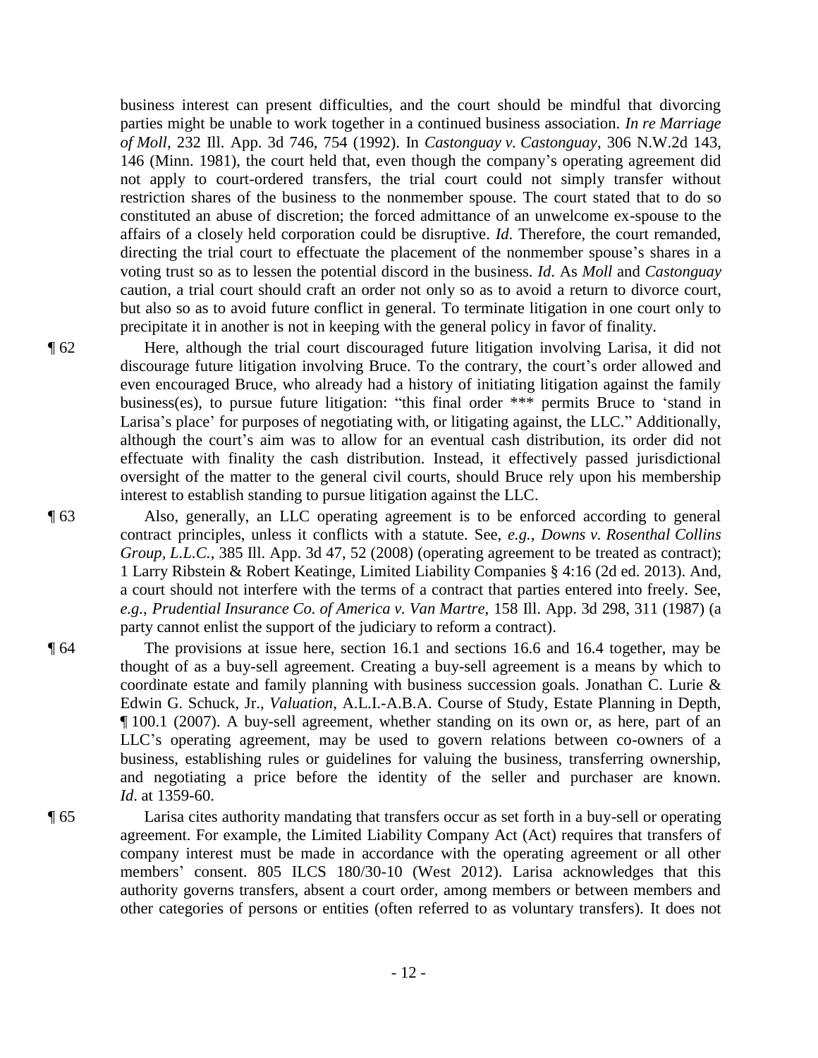business interest can present difficulties, and the court should be mindful that divorcing parties might be unable to work together in a continued business association. *In re Marriage of Moll*, 232 Ill. App. 3d 746, 754 (1992). In *Castonguay v. Castonguay*, 306 N.W.2d 143, 146 (Minn. 1981), the court held that, even though the company's operating agreement did not apply to court-ordered transfers, the trial court could not simply transfer without restriction shares of the business to the nonmember spouse. The court stated that to do so constituted an abuse of discretion; the forced admittance of an unwelcome ex-spouse to the affairs of a closely held corporation could be disruptive. *Id*. Therefore, the court remanded, directing the trial court to effectuate the placement of the nonmember spouse's shares in a voting trust so as to lessen the potential discord in the business. *Id*. As *Moll* and *Castonguay* caution, a trial court should craft an order not only so as to avoid a return to divorce court, but also so as to avoid future conflict in general. To terminate litigation in one court only to precipitate it in another is not in keeping with the general policy in favor of finality.

¶ 62 Here, although the trial court discouraged future litigation involving Larisa, it did not discourage future litigation involving Bruce. To the contrary, the court's order allowed and even encouraged Bruce, who already had a history of initiating litigation against the family business(es), to pursue future litigation: "this final order *** permits Bruce to 'stand in Larisa's place' for purposes of negotiating with, or litigating against, the LLC." Additionally, although the court's aim was to allow for an eventual cash distribution, its order did not effectuate with finality the cash distribution. Instead, it effectively passed jurisdictional oversight of the matter to the general civil courts, should Bruce rely upon his membership interest to establish standing to pursue litigation against the LLC.

¶ 63 Also, generally, an LLC operating agreement is to be enforced according to general contract principles, unless it conflicts with a statute. See, *e.g.*, *Downs v. Rosenthal Collins Group, L.L.C.*, 385 Ill. App. 3d 47, 52 (2008) (operating agreement to be treated as contract); 1 Larry Ribstein & Robert Keatinge, Limited Liability Companies § 4:16 (2d ed. 2013). And, a court should not interfere with the terms of a contract that parties entered into freely. See, *e.g.*, *Prudential Insurance Co. of America v. Van Martre*, 158 Ill. App. 3d 298, 311 (1987) (a party cannot enlist the support of the judiciary to reform a contract).

¶ 64 The provisions at issue here, section 16.1 and sections 16.6 and 16.4 together, may be thought of as a buy-sell agreement. Creating a buy-sell agreement is a means by which to coordinate estate and family planning with business succession goals. Jonathan C. Lurie & Edwin G. Schuck, Jr., *Valuation*, A.L.I.-A.B.A. Course of Study, Estate Planning in Depth, ¶ 100.1 (2007). A buy-sell agreement, whether standing on its own or, as here, part of an LLC's operating agreement, may be used to govern relations between co-owners of a business, establishing rules or guidelines for valuing the business, transferring ownership, and negotiating a price before the identity of the seller and purchaser are known. *Id*. at 1359-60.

¶ 65 Larisa cites authority mandating that transfers occur as set forth in a buy-sell or operating agreement. For example, the Limited Liability Company Act (Act) requires that transfers of company interest must be made in accordance with the operating agreement or all other members' consent. 805 ILCS 180/30-10 (West 2012). Larisa acknowledges that this authority governs transfers, absent a court order, among members or between members and other categories of persons or entities (often referred to as voluntary transfers). It does not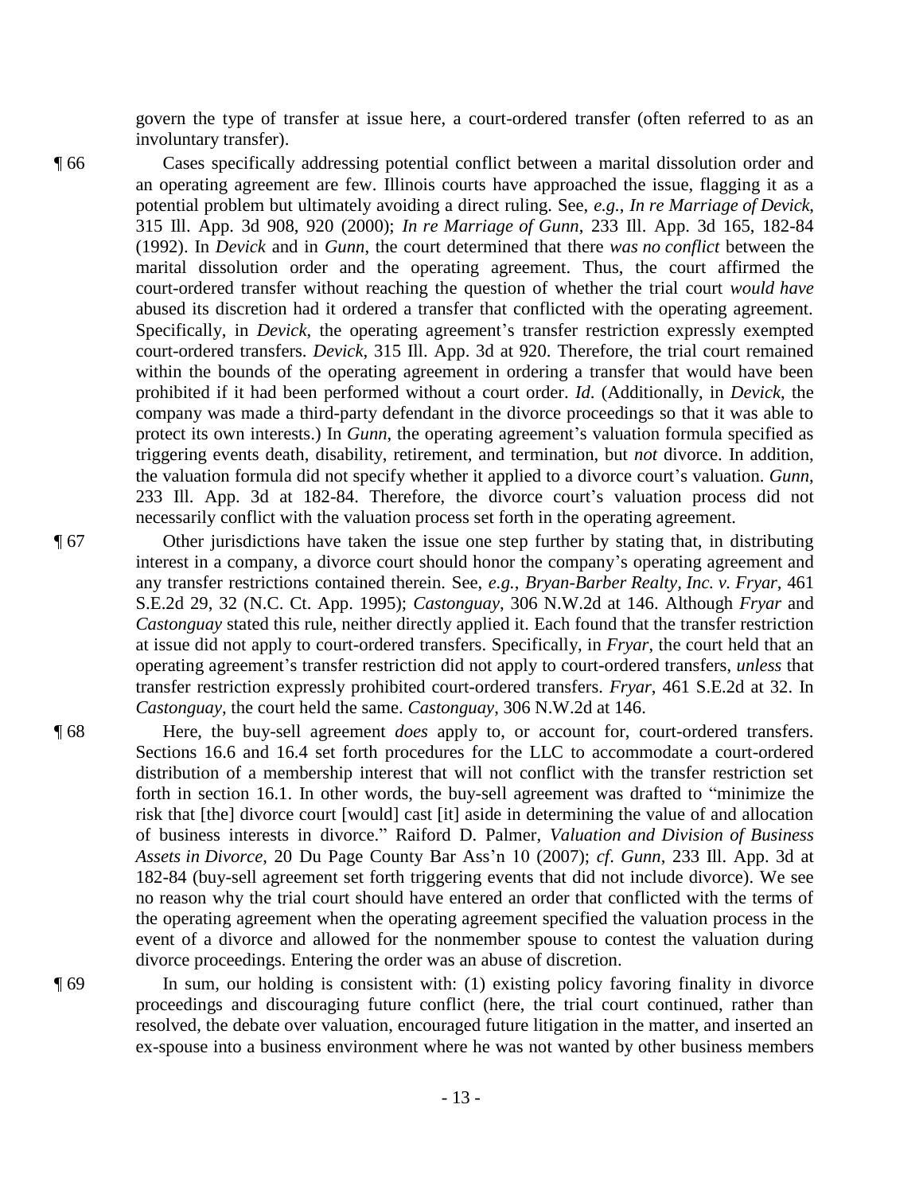govern the type of transfer at issue here, a court-ordered transfer (often referred to as an involuntary transfer).

¶ 66 Cases specifically addressing potential conflict between a marital dissolution order and an operating agreement are few. Illinois courts have approached the issue, flagging it as a potential problem but ultimately avoiding a direct ruling. See, *e.g.*, *In re Marriage of Devick*, 315 Ill. App. 3d 908, 920 (2000); *In re Marriage of Gunn*, 233 Ill. App. 3d 165, 182-84 (1992). In *Devick* and in *Gunn*, the court determined that there *was no conflict* between the marital dissolution order and the operating agreement. Thus, the court affirmed the court-ordered transfer without reaching the question of whether the trial court *would have* abused its discretion had it ordered a transfer that conflicted with the operating agreement. Specifically, in *Devick*, the operating agreement's transfer restriction expressly exempted court-ordered transfers. *Devick*, 315 Ill. App. 3d at 920. Therefore, the trial court remained within the bounds of the operating agreement in ordering a transfer that would have been prohibited if it had been performed without a court order. *Id*. (Additionally, in *Devick*, the company was made a third-party defendant in the divorce proceedings so that it was able to protect its own interests.) In *Gunn*, the operating agreement's valuation formula specified as triggering events death, disability, retirement, and termination, but *not* divorce. In addition, the valuation formula did not specify whether it applied to a divorce court's valuation. *Gunn*, 233 Ill. App. 3d at 182-84. Therefore, the divorce court's valuation process did not necessarily conflict with the valuation process set forth in the operating agreement.

¶ 67 Other jurisdictions have taken the issue one step further by stating that, in distributing interest in a company, a divorce court should honor the company's operating agreement and any transfer restrictions contained therein. See, *e.g.*, *Bryan-Barber Realty, Inc. v. Fryar*, 461 S.E.2d 29, 32 (N.C. Ct. App. 1995); *Castonguay*, 306 N.W.2d at 146. Although *Fryar* and *Castonguay* stated this rule, neither directly applied it. Each found that the transfer restriction at issue did not apply to court-ordered transfers. Specifically, in *Fryar*, the court held that an operating agreement's transfer restriction did not apply to court-ordered transfers, *unless* that transfer restriction expressly prohibited court-ordered transfers. *Fryar*, 461 S.E.2d at 32. In *Castonguay*, the court held the same. *Castonguay*, 306 N.W.2d at 146.

¶ 68 Here, the buy-sell agreement *does* apply to, or account for, court-ordered transfers. Sections 16.6 and 16.4 set forth procedures for the LLC to accommodate a court-ordered distribution of a membership interest that will not conflict with the transfer restriction set forth in section 16.1. In other words, the buy-sell agreement was drafted to "minimize the risk that [the] divorce court [would] cast [it] aside in determining the value of and allocation of business interests in divorce." Raiford D. Palmer, *Valuation and Division of Business Assets in Divorce*, 20 Du Page County Bar Ass'n 10 (2007); *cf*. *Gunn*, 233 Ill. App. 3d at 182-84 (buy-sell agreement set forth triggering events that did not include divorce). We see no reason why the trial court should have entered an order that conflicted with the terms of the operating agreement when the operating agreement specified the valuation process in the event of a divorce and allowed for the nonmember spouse to contest the valuation during divorce proceedings. Entering the order was an abuse of discretion.

¶ 69 In sum, our holding is consistent with: (1) existing policy favoring finality in divorce proceedings and discouraging future conflict (here, the trial court continued, rather than resolved, the debate over valuation, encouraged future litigation in the matter, and inserted an ex-spouse into a business environment where he was not wanted by other business members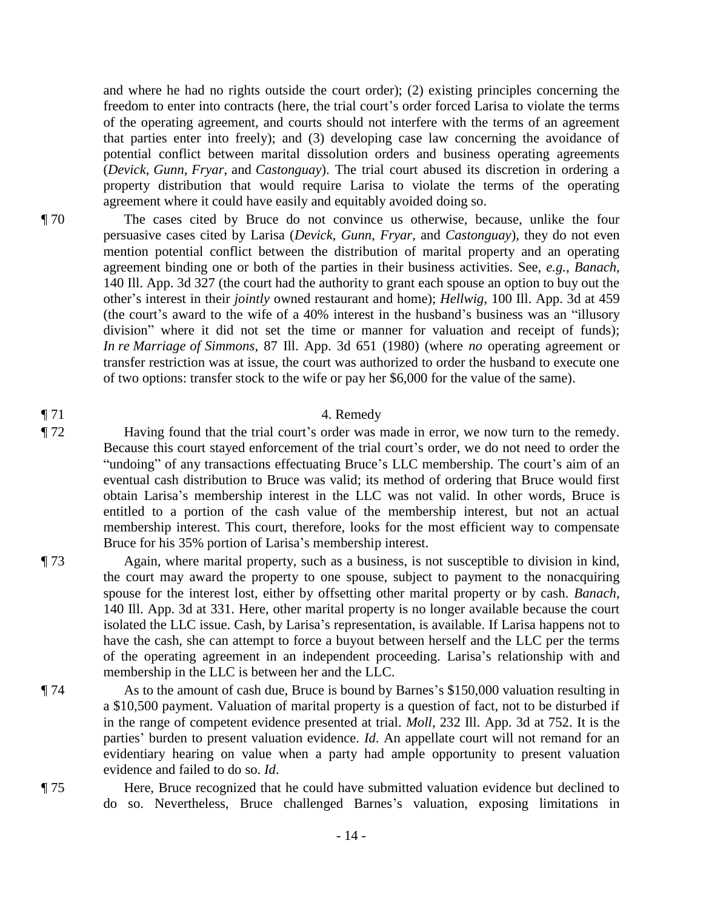and where he had no rights outside the court order); (2) existing principles concerning the freedom to enter into contracts (here, the trial court's order forced Larisa to violate the terms of the operating agreement, and courts should not interfere with the terms of an agreement that parties enter into freely); and (3) developing case law concerning the avoidance of potential conflict between marital dissolution orders and business operating agreements (*Devick*, *Gunn*, *Fryar*, and *Castonguay*). The trial court abused its discretion in ordering a property distribution that would require Larisa to violate the terms of the operating agreement where it could have easily and equitably avoided doing so.

¶ 70 The cases cited by Bruce do not convince us otherwise, because, unlike the four persuasive cases cited by Larisa (*Devick*, *Gunn*, *Fryar*, and *Castonguay*), they do not even mention potential conflict between the distribution of marital property and an operating agreement binding one or both of the parties in their business activities. See, *e.g.*, *Banach*, 140 Ill. App. 3d 327 (the court had the authority to grant each spouse an option to buy out the other's interest in their *jointly* owned restaurant and home); *Hellwig*, 100 Ill. App. 3d at 459 (the court's award to the wife of a 40% interest in the husband's business was an "illusory division" where it did not set the time or manner for valuation and receipt of funds); *In re Marriage of Simmons*, 87 Ill. App. 3d 651 (1980) (where *no* operating agreement or transfer restriction was at issue, the court was authorized to order the husband to execute one of two options: transfer stock to the wife or pay her $6,000 for the value of the same).

¶ 71 4. Remedy

¶ 72 Having found that the trial court's order was made in error, we now turn to the remedy. Because this court stayed enforcement of the trial court's order, we do not need to order the "undoing" of any transactions effectuating Bruce's LLC membership. The court's aim of an eventual cash distribution to Bruce was valid; its method of ordering that Bruce would first obtain Larisa's membership interest in the LLC was not valid. In other words, Bruce is entitled to a portion of the cash value of the membership interest, but not an actual membership interest. This court, therefore, looks for the most efficient way to compensate Bruce for his 35% portion of Larisa's membership interest.

¶ 73 Again, where marital property, such as a business, is not susceptible to division in kind, the court may award the property to one spouse, subject to payment to the nonacquiring spouse for the interest lost, either by offsetting other marital property or by cash. *Banach*, 140 Ill. App. 3d at 331. Here, other marital property is no longer available because the court isolated the LLC issue. Cash, by Larisa's representation, is available. If Larisa happens not to have the cash, she can attempt to force a buyout between herself and the LLC per the terms of the operating agreement in an independent proceeding. Larisa's relationship with and membership in the LLC is between her and the LLC.

¶ 74 As to the amount of cash due, Bruce is bound by Barnes's $150,000 valuation resulting in a $10,500 payment. Valuation of marital property is a question of fact, not to be disturbed if in the range of competent evidence presented at trial. *Moll*, 232 Ill. App. 3d at 752. It is the parties' burden to present valuation evidence. *Id*. An appellate court will not remand for an evidentiary hearing on value when a party had ample opportunity to present valuation evidence and failed to do so. *Id*.

¶ 75 Here, Bruce recognized that he could have submitted valuation evidence but declined to do so. Nevertheless, Bruce challenged Barnes's valuation, exposing limitations in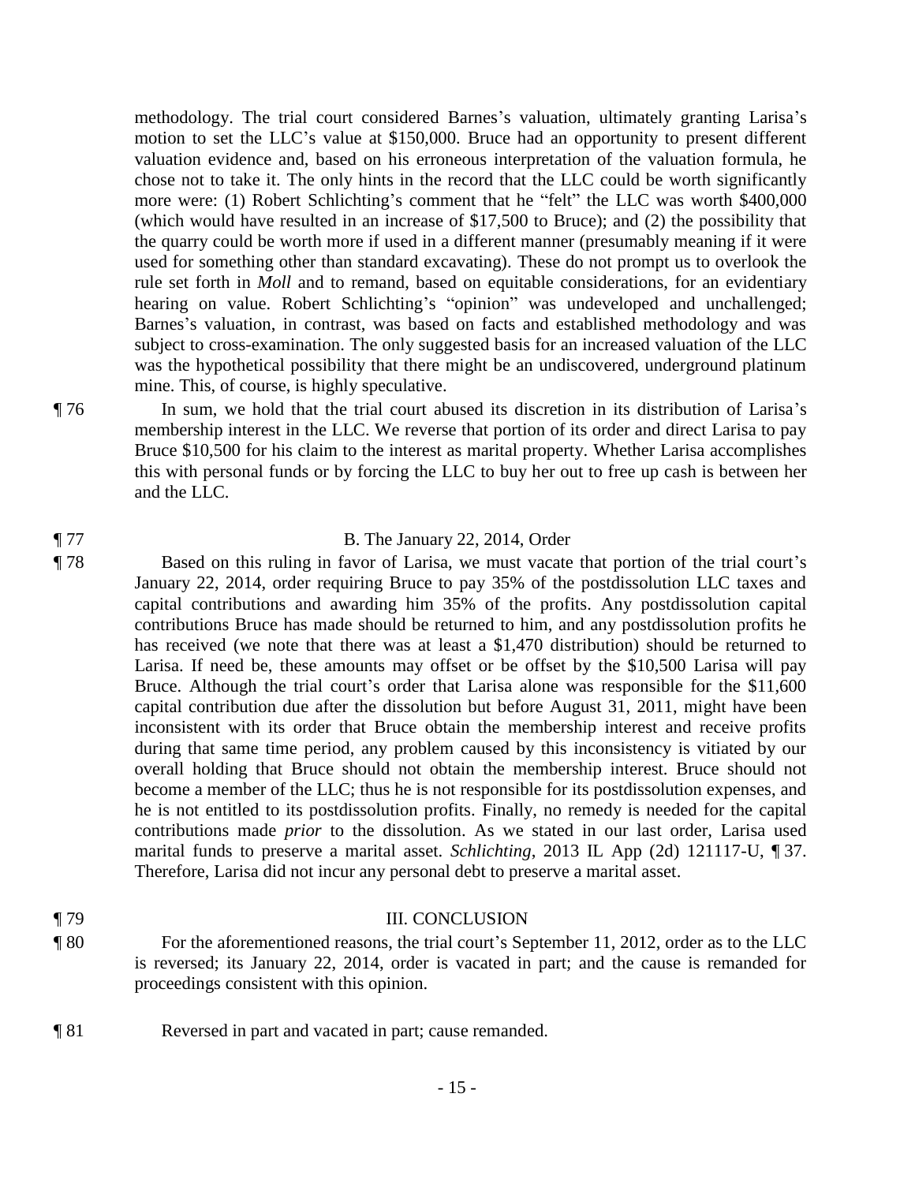methodology. The trial court considered Barnes's valuation, ultimately granting Larisa's motion to set the LLC's value at $150,000. Bruce had an opportunity to present different valuation evidence and, based on his erroneous interpretation of the valuation formula, he chose not to take it. The only hints in the record that the LLC could be worth significantly more were: (1) Robert Schlichting's comment that he "felt" the LLC was worth $400,000 (which would have resulted in an increase of $17,500 to Bruce); and (2) the possibility that the quarry could be worth more if used in a different manner (presumably meaning if it were used for something other than standard excavating). These do not prompt us to overlook the rule set forth in *Moll* and to remand, based on equitable considerations, for an evidentiary hearing on value. Robert Schlichting's "opinion" was undeveloped and unchallenged; Barnes's valuation, in contrast, was based on facts and established methodology and was subject to cross-examination. The only suggested basis for an increased valuation of the LLC was the hypothetical possibility that there might be an undiscovered, underground platinum mine. This, of course, is highly speculative.

¶ 76 In sum, we hold that the trial court abused its discretion in its distribution of Larisa's membership interest in the LLC. We reverse that portion of its order and direct Larisa to pay Bruce $10,500 for his claim to the interest as marital property. Whether Larisa accomplishes this with personal funds or by forcing the LLC to buy her out to free up cash is between her and the LLC.

¶ 77 B. The January 22, 2014, Order

¶ 78 Based on this ruling in favor of Larisa, we must vacate that portion of the trial court's January 22, 2014, order requiring Bruce to pay 35% of the postdissolution LLC taxes and capital contributions and awarding him 35% of the profits. Any postdissolution capital contributions Bruce has made should be returned to him, and any postdissolution profits he has received (we note that there was at least a $1,470 distribution) should be returned to Larisa. If need be, these amounts may offset or be offset by the $10,500 Larisa will pay Bruce. Although the trial court's order that Larisa alone was responsible for the $11,600 capital contribution due after the dissolution but before August 31, 2011, might have been inconsistent with its order that Bruce obtain the membership interest and receive profits during that same time period, any problem caused by this inconsistency is vitiated by our overall holding that Bruce should not obtain the membership interest. Bruce should not become a member of the LLC; thus he is not responsible for its postdissolution expenses, and he is not entitled to its postdissolution profits. Finally, no remedy is needed for the capital contributions made *prior* to the dissolution. As we stated in our last order, Larisa used marital funds to preserve a marital asset. *Schlichting*, 2013 IL App (2d) 121117-U, ¶ 37. Therefore, Larisa did not incur any personal debt to preserve a marital asset.

¶ 79 III. CONCLUSION

¶ 80 For the aforementioned reasons, the trial court's September 11, 2012, order as to the LLC is reversed; its January 22, 2014, order is vacated in part; and the cause is remanded for proceedings consistent with this opinion.

¶ 81 Reversed in part and vacated in part; cause remanded.